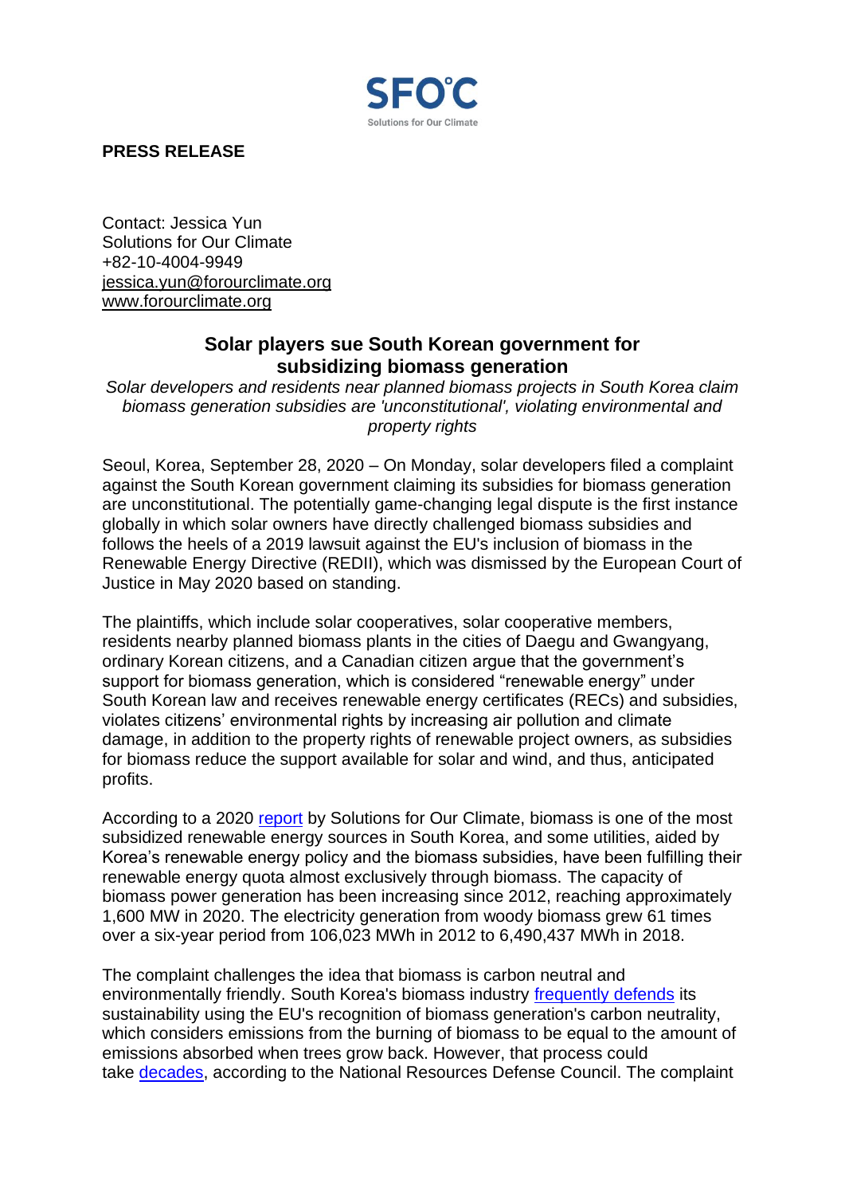SFO°C
Solutions for Our Climate

**PRESS RELEASE**

Contact: Jessica Yun
Solutions for Our Climate
+82-10-4004-9949
jessica.yun@forourclimate.org
www.forourclimate.org

## Solar players sue South Korean government for subsidizing biomass generation

*Solar developers and residents near planned biomass projects in South Korea claim biomass generation subsidies are 'unconstitutional', violating environmental and property rights*

Seoul, Korea, September 28, 2020 – On Monday, solar developers filed a complaint against the South Korean government claiming its subsidies for biomass generation are unconstitutional. The potentially game-changing legal dispute is the first instance globally in which solar owners have directly challenged biomass subsidies and follows the heels of a 2019 lawsuit against the EU's inclusion of biomass in the Renewable Energy Directive (REDII), which was dismissed by the European Court of Justice in May 2020 based on standing.

The plaintiffs, which include solar cooperatives, solar cooperative members, residents nearby planned biomass plants in the cities of Daegu and Gwangyang, ordinary Korean citizens, and a Canadian citizen argue that the government's support for biomass generation, which is considered "renewable energy" under South Korean law and receives renewable energy certificates (RECs) and subsidies, violates citizens' environmental rights by increasing air pollution and climate damage, in addition to the property rights of renewable project owners, as subsidies for biomass reduce the support available for solar and wind, and thus, anticipated profits.

According to a 2020 report by Solutions for Our Climate, biomass is one of the most subsidized renewable energy sources in South Korea, and some utilities, aided by Korea's renewable energy policy and the biomass subsidies, have been fulfilling their renewable energy quota almost exclusively through biomass. The capacity of biomass power generation has been increasing since 2012, reaching approximately 1,600 MW in 2020. The electricity generation from woody biomass grew 61 times over a six-year period from 106,023 MWh in 2012 to 6,490,437 MWh in 2018.

The complaint challenges the idea that biomass is carbon neutral and environmentally friendly. South Korea's biomass industry frequently defends its sustainability using the EU's recognition of biomass generation's carbon neutrality, which considers emissions from the burning of biomass to be equal to the amount of emissions absorbed when trees grow back. However, that process could take decades, according to the National Resources Defense Council. The complaint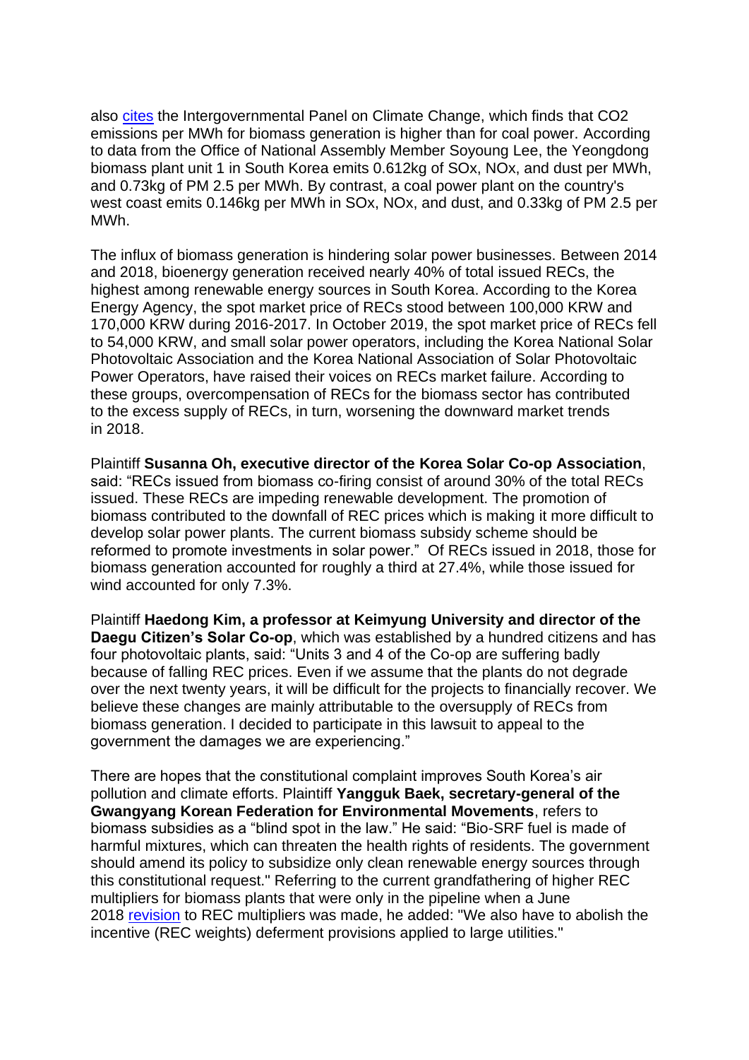also [cites](cites) the Intergovernmental Panel on Climate Change, which finds that $CO_2$ emissions per MWh for biomass generation is higher than for coal power. According to data from the Office of National Assembly Member Soyoung Lee, the Yeongdong biomass plant unit 1 in South Korea emits 0.612kg of $SO_x$, $NO_x$, and dust per MWh, and 0.73kg of PM 2.5 per MWh. By contrast, a coal power plant on the country's west coast emits 0.146kg per MWh in $SO_x$, $NO_x$, and dust, and 0.33kg of PM 2.5 per MWh.

The influx of biomass generation is hindering solar power businesses. Between 2014 and 2018, bioenergy generation received nearly 40% of total issued RECs, the highest among renewable energy sources in South Korea. According to the Korea Energy Agency, the spot market price of RECs stood between 100,000 KRW and 170,000 KRW during 2016-2017. In October 2019, the spot market price of RECs fell to 54,000 KRW, and small solar power operators, including the Korea National Solar Photovoltaic Association and the Korea National Association of Solar Photovoltaic Power Operators, have raised their voices on RECs market failure. According to these groups, overcompensation of RECs for the biomass sector has contributed to the excess supply of RECs, in turn, worsening the downward market trends in 2018.

Plaintiff **Susanna Oh, executive director of the Korea Solar Co-op Association**, said: "RECs issued from biomass co-firing consist of around 30% of the total RECs issued. These RECs are impeding renewable development. The promotion of biomass contributed to the downfall of REC prices which is making it more difficult to develop solar power plants. The current biomass subsidy scheme should be reformed to promote investments in solar power." Of RECs issued in 2018, those for biomass generation accounted for roughly a third at 27.4%, while those issued for wind accounted for only 7.3%.

Plaintiff **Haedong Kim, a professor at Keimyung University and director of the Daegu Citizen's Solar Co-op**, which was established by a hundred citizens and has four photovoltaic plants, said: "Units 3 and 4 of the Co-op are suffering badly because of falling REC prices. Even if we assume that the plants do not degrade over the next twenty years, it will be difficult for the projects to financially recover. We believe these changes are mainly attributable to the oversupply of RECs from biomass generation. I decided to participate in this lawsuit to appeal to the government the damages we are experiencing."

There are hopes that the constitutional complaint improves South Korea's air pollution and climate efforts. Plaintiff **Yangguk Baek, secretary-general of the Gwangyang Korean Federation for Environmental Movements**, refers to biomass subsidies as a "blind spot in the law." He said: "Bio-SRF fuel is made of harmful mixtures, which can threaten the health rights of residents. The government should amend its policy to subsidize only clean renewable energy sources through this constitutional request." Referring to the current grandfathering of higher REC multipliers for biomass plants that were only in the pipeline when a June 2018 [revision](revision) to REC multipliers was made, he added: "We also have to abolish the incentive (REC weights) deferment provisions applied to large utilities."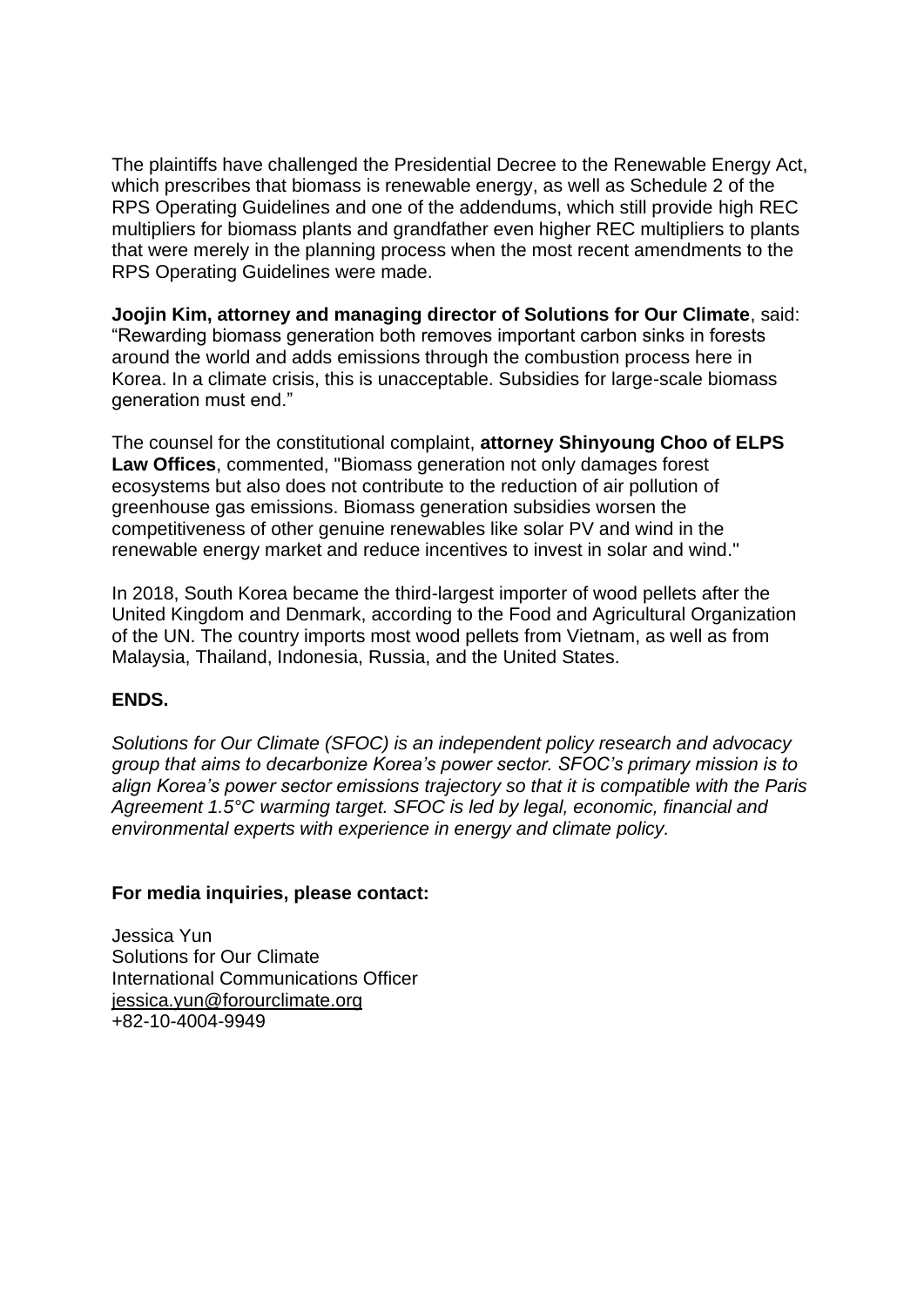The plaintiffs have challenged the Presidential Decree to the Renewable Energy Act, which prescribes that biomass is renewable energy, as well as Schedule 2 of the RPS Operating Guidelines and one of the addendums, which still provide high REC multipliers for biomass plants and grandfather even higher REC multipliers to plants that were merely in the planning process when the most recent amendments to the RPS Operating Guidelines were made.

**Joojin Kim, attorney and managing director of Solutions for Our Climate**, said: "Rewarding biomass generation both removes important carbon sinks in forests around the world and adds emissions through the combustion process here in Korea. In a climate crisis, this is unacceptable. Subsidies for large-scale biomass generation must end."

The counsel for the constitutional complaint, **attorney Shinyoung Choo of ELPS Law Offices**, commented, "Biomass generation not only damages forest ecosystems but also does not contribute to the reduction of air pollution of greenhouse gas emissions. Biomass generation subsidies worsen the competitiveness of other genuine renewables like solar PV and wind in the renewable energy market and reduce incentives to invest in solar and wind."

In 2018, South Korea became the third-largest importer of wood pellets after the United Kingdom and Denmark, according to the Food and Agricultural Organization of the UN. The country imports most wood pellets from Vietnam, as well as from Malaysia, Thailand, Indonesia, Russia, and the United States.

**ENDS.**

*Solutions for Our Climate (SFOC) is an independent policy research and advocacy group that aims to decarbonize Korea's power sector. SFOC's primary mission is to align Korea's power sector emissions trajectory so that it is compatible with the Paris Agreement 1.5°C warming target. SFOC is led by legal, economic, financial and environmental experts with experience in energy and climate policy.*

**For media inquiries, please contact:**

Jessica Yun
Solutions for Our Climate
International Communications Officer
jessica.yun@forourclimate.org
+82-10-4004-9949